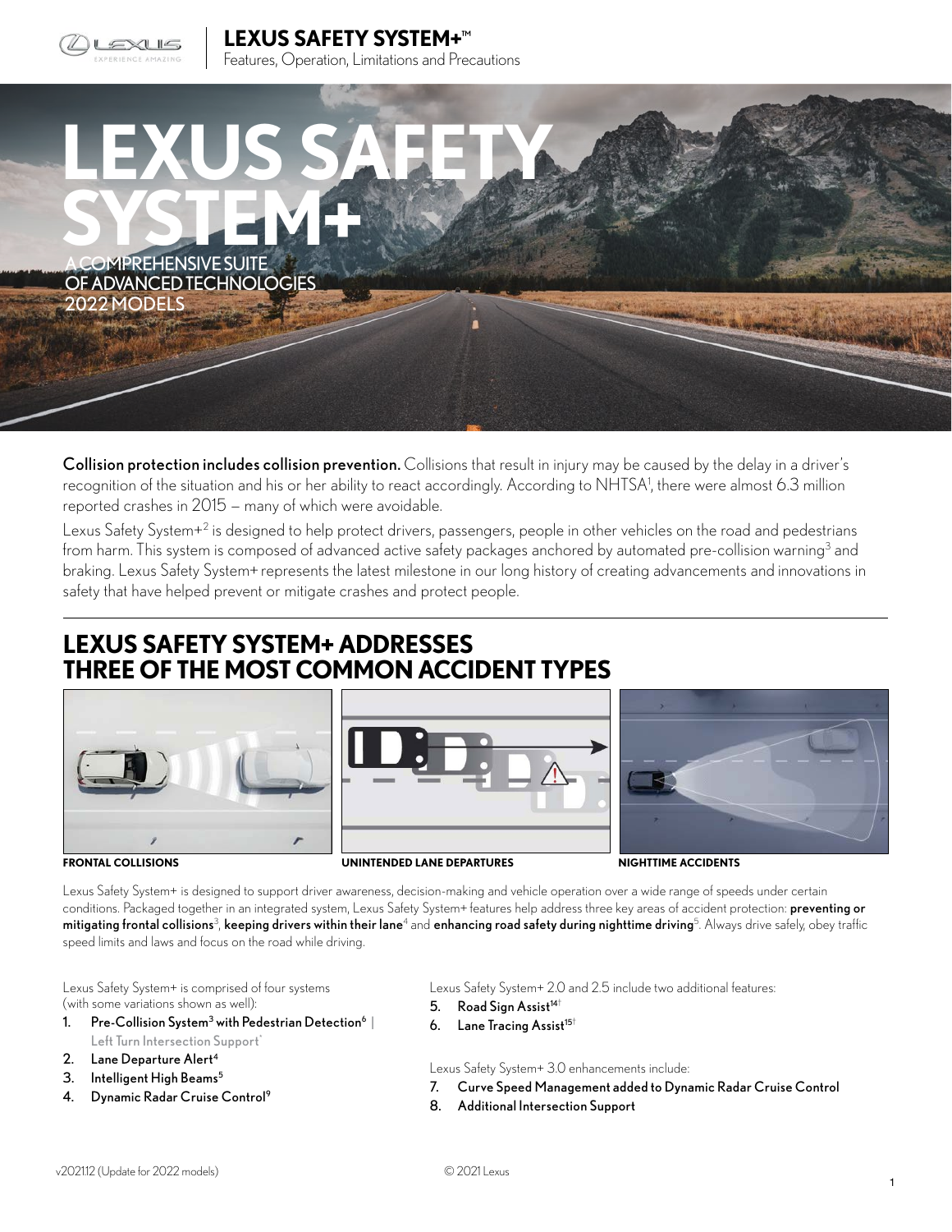# LEXUS SAFETY SYSTEM+

A COMPREHENSIVE SUITE OF ADVANCED TECHNOLOGIES
2022 MODELS

**Collision protection includes collision prevention.** Collisions that result in injury may be caused by the delay in a driver's recognition of the situation and his or her ability to react accordingly. According to NHTSA[1], there were almost 6.3 million reported crashes in 2015 – many of which were avoidable.

Lexus Safety System+[2] is designed to help protect drivers, passengers, people in other vehicles on the road and pedestrians from harm. This system is composed of advanced active safety packages anchored by automated pre-collision warning[3] and braking. Lexus Safety System+ represents the latest milestone in our long history of creating advancements and innovations in safety that have helped prevent or mitigate crashes and protect people.

## LEXUS SAFETY SYSTEM+ ADDRESSES THREE OF THE MOST COMMON ACCIDENT TYPES

FRONTAL COLLISIONS

UNINTENDED LANE DEPARTURES

NIGHTTIME ACCIDENTS

Lexus Safety System+ is designed to support driver awareness, decision-making and vehicle operation over a wide range of speeds under certain conditions. Packaged together in an integrated system, Lexus Safety System+ features help address three key areas of accident protection: **preventing or mitigating frontal collisions**[3], **keeping drivers within their lane**[4] and **enhancing road safety during nighttime driving**[5]. Always drive safely, obey traffic speed limits and laws and focus on the road while driving.

Lexus Safety System+ is comprised of four systems (with some variations shown as well):

1. **Pre-Collision System[3] with Pedestrian Detection[6]** | Left Turn Intersection Support[*]
2. **Lane Departure Alert[4]**
3. **Intelligent High Beams[5]**
4. **Dynamic Radar Cruise Control[9]**

Lexus Safety System+ 2.0 and 2.5 include two additional features:

5. **Road Sign Assist[14†]**
6. **Lane Tracing Assist[15†]**

Lexus Safety System+ 3.0 enhancements include:

7. **Curve Speed Management added to Dynamic Radar Cruise Control**
8. **Additional Intersection Support**

v202112 (Update for 2022 models)

© 2021 Lexus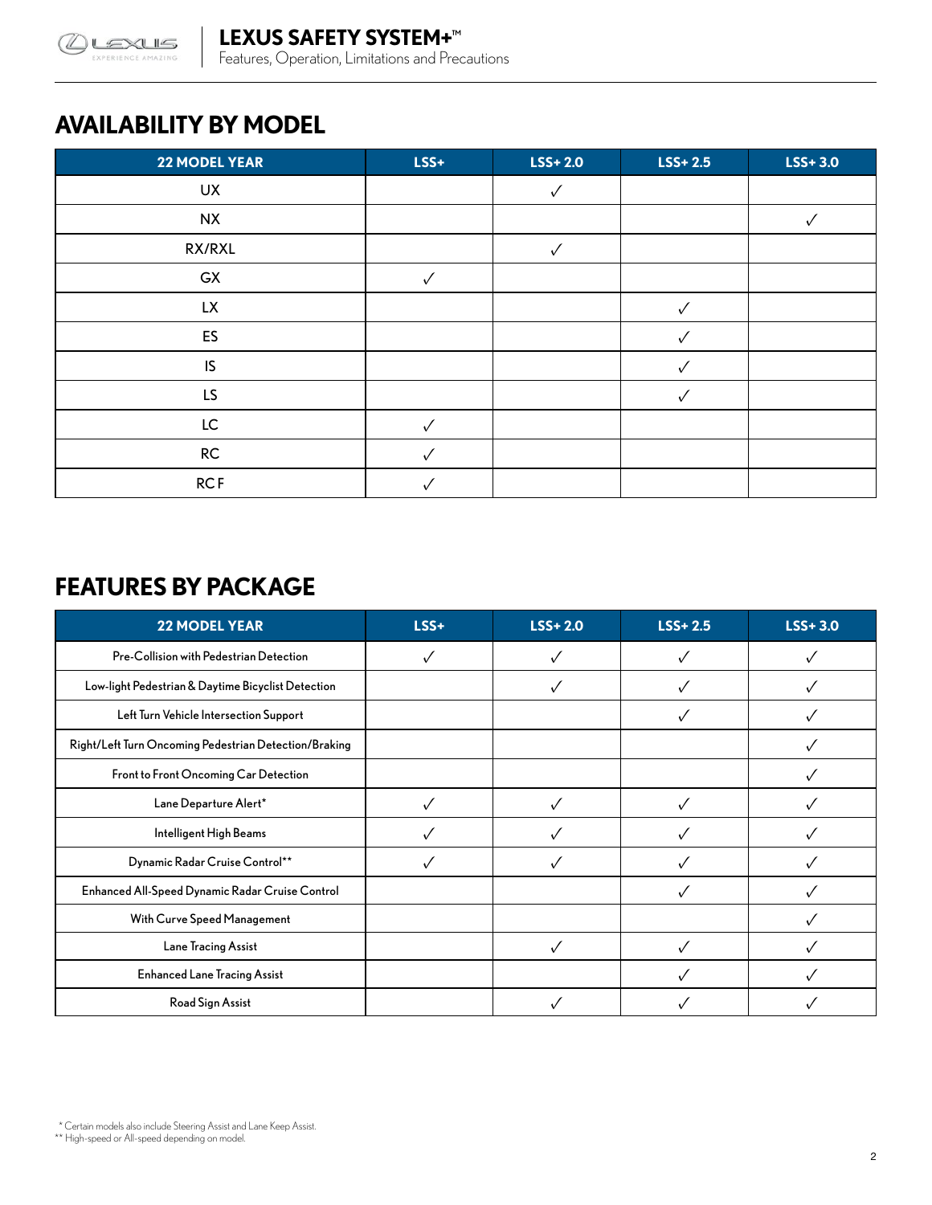## AVAILABILITY BY MODEL

| 22 MODEL YEAR | LSS+ | LSS+ 2.0 | LSS+ 2.5 | LSS+ 3.0 |
|---|---|---|---|---|
| UX | | ✓ | | |
| NX | | | | ✓ |
| RX/RXL | | ✓ | | |
| GX | ✓ | | | |
| LX | | | ✓ | |
| ES | | | ✓ | |
| IS | | | ✓ | |
| LS | | | ✓ | |
| LC | ✓ | | | |
| RC | ✓ | | | |
| RC F | ✓ | | | |

## FEATURES BY PACKAGE

| 22 MODEL YEAR | LSS+ | LSS+ 2.0 | LSS+ 2.5 | LSS+ 3.0 |
|---|---|---|---|---|
| Pre-Collision with Pedestrian Detection | ✓ | ✓ | ✓ | ✓ |
| Low-light Pedestrian & Daytime Bicyclist Detection | | ✓ | ✓ | ✓ |
| Left Turn Vehicle Intersection Support | | | ✓ | ✓ |
| Right/Left Turn Oncoming Pedestrian Detection/Braking | | | | ✓ |
| Front to Front Oncoming Car Detection | | | | ✓ |
| Lane Departure Alert* | ✓ | ✓ | ✓ | ✓ |
| Intelligent High Beams | ✓ | ✓ | ✓ | ✓ |
| Dynamic Radar Cruise Control** | ✓ | ✓ | ✓ | ✓ |
| Enhanced All-Speed Dynamic Radar Cruise Control | | | ✓ | ✓ |
| With Curve Speed Management | | | | ✓ |
| Lane Tracing Assist | | ✓ | ✓ | ✓ |
| Enhanced Lane Tracing Assist | | | ✓ | ✓ |
| Road Sign Assist | | ✓ | ✓ | ✓ |

\* Certain models also include Steering Assist and Lane Keep Assist.
** High-speed or All-speed depending on model.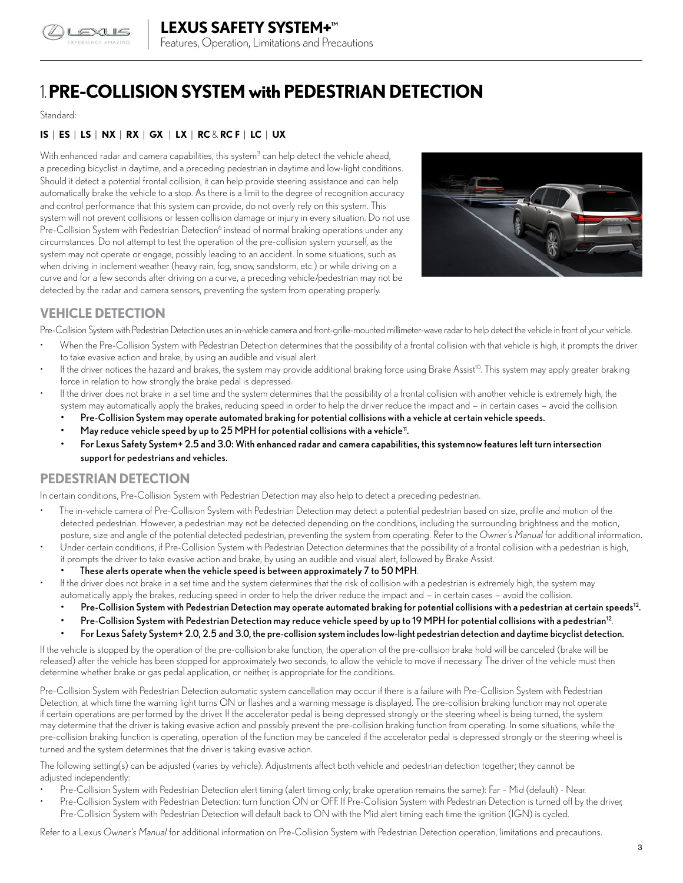# 1. PRE-COLLISION SYSTEM with PEDESTRIAN DETECTION

Standard:

**IS** | **ES** | **LS** | **NX** | **RX** | **GX** | **LX** | **RC** & **RC F** | **LC** | **UX**

With enhanced radar and camera capabilities, this system[3] can help detect the vehicle ahead, a preceding bicyclist in daytime, and a preceding pedestrian in daytime and low-light conditions. Should it detect a potential frontal collision, it can help provide steering assistance and can help automatically brake the vehicle to a stop. As there is a limit to the degree of recognition accuracy and control performance that this system can provide, do not overly rely on this system. This system will not prevent collisions or lessen collision damage or injury in every situation. Do not use Pre-Collision System with Pedestrian Detection[6] instead of normal braking operations under any circumstances. Do not attempt to test the operation of the pre-collision system yourself, as the system may not operate or engage, possibly leading to an accident. In some situations, such as when driving in inclement weather (heavy rain, fog, snow, sandstorm, etc.) or while driving on a curve and for a few seconds after driving on a curve, a preceding vehicle/pedestrian may not be detected by the radar and camera sensors, preventing the system from operating properly.

## VEHICLE DETECTION

Pre-Collision System with Pedestrian Detection uses an in-vehicle camera and front-grille-mounted millimeter-wave radar to help detect the vehicle in front of your vehicle.

- When the Pre-Collision System with Pedestrian Detection determines that the possibility of a frontal collision with that vehicle is high, it prompts the driver to take evasive action and brake, by using an audible and visual alert.
- If the driver notices the hazard and brakes, the system may provide additional braking force using Brake Assist[10]. This system may apply greater braking force in relation to how strongly the brake pedal is depressed.
- If the driver does not brake in a set time and the system determines that the possibility of a frontal collision with another vehicle is extremely high, the system may automatically apply the brakes, reducing speed in order to help the driver reduce the impact and – in certain cases – avoid the collision.
  - **Pre-Collision System may operate automated braking for potential collisions with a vehicle at certain vehicle speeds.**
  - **May reduce vehicle speed by up to 25 MPH for potential collisions with a vehicle[11].**
  - **For Lexus Safety System+ 2.5 and 3.0: With enhanced radar and camera capabilities, this system now features left turn intersection support for pedestrians and vehicles.**

## PEDESTRIAN DETECTION

In certain conditions, Pre-Collision System with Pedestrian Detection may also help to detect a preceding pedestrian.

- The in-vehicle camera of Pre-Collision System with Pedestrian Detection may detect a potential pedestrian based on size, profile and motion of the detected pedestrian. However, a pedestrian may not be detected depending on the conditions, including the surrounding brightness and the motion, posture, size and angle of the potential detected pedestrian, preventing the system from operating. Refer to the *Owner's Manual* for additional information.
- Under certain conditions, if Pre-Collision System with Pedestrian Detection determines that the possibility of a frontal collision with a pedestrian is high, it prompts the driver to take evasive action and brake, by using an audible and visual alert, followed by Brake Assist.
  - **These alerts operate when the vehicle speed is between approximately 7 to 50 MPH**.
- If the driver does not brake in a set time and the system determines that the risk of collision with a pedestrian is extremely high, the system may automatically apply the brakes, reducing speed in order to help the driver reduce the impact and – in certain cases – avoid the collision.
  - **Pre-Collision System with Pedestrian Detection may operate automated braking for potential collisions with a pedestrian at certain speeds[12].**
  - **Pre-Collision System with Pedestrian Detection may reduce vehicle speed by up to 19 MPH for potential collisions with a pedestrian[12].**
  - **For Lexus Safety System+ 2.0, 2.5 and 3.0, the pre-collision system includes low-light pedestrian detection and daytime bicyclist detection.**

If the vehicle is stopped by the operation of the pre-collision brake function, the operation of the pre-collision brake hold will be canceled (brake will be released) after the vehicle has been stopped for approximately two seconds, to allow the vehicle to move if necessary. The driver of the vehicle must then determine whether brake or gas pedal application, or neither, is appropriate for the conditions.

Pre-Collision System with Pedestrian Detection automatic system cancellation may occur if there is a failure with Pre-Collision System with Pedestrian Detection, at which time the warning light turns ON or flashes and a warning message is displayed. The pre-collision braking function may not operate if certain operations are performed by the driver. If the accelerator pedal is being depressed strongly or the steering wheel is being turned, the system may determine that the driver is taking evasive action and possibly prevent the pre-collision braking function from operating. In some situations, while the pre-collision braking function is operating, operation of the function may be canceled if the accelerator pedal is depressed strongly or the steering wheel is turned and the system determines that the driver is taking evasive action.

The following setting(s) can be adjusted (varies by vehicle). Adjustments affect both vehicle and pedestrian detection together; they cannot be adjusted independently:

- Pre-Collision System with Pedestrian Detection alert timing (alert timing only; brake operation remains the same): Far – Mid (default) - Near.
- Pre-Collision System with Pedestrian Detection: turn function ON or OFF. If Pre-Collision System with Pedestrian Detection is turned off by the driver, Pre-Collision System with Pedestrian Detection will default back to ON with the Mid alert timing each time the ignition (IGN) is cycled.

Refer to a Lexus *Owner's Manual* for additional information on Pre-Collision System with Pedestrian Detection operation, limitations and precautions.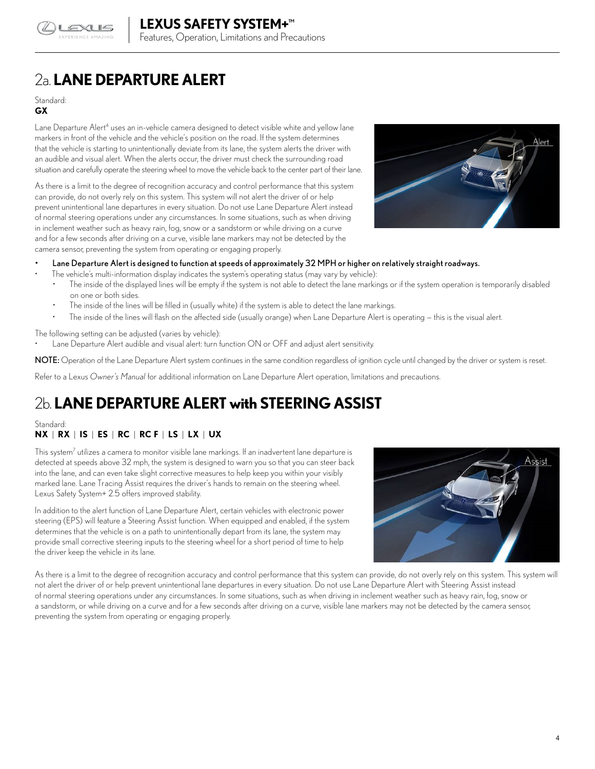## 2a. LANE DEPARTURE ALERT

Standard:
**GX**

Lane Departure Alert[4] uses an in-vehicle camera designed to detect visible white and yellow lane markers in front of the vehicle and the vehicle's position on the road. If the system determines that the vehicle is starting to unintentionally deviate from its lane, the system alerts the driver with an audible and visual alert. When the alerts occur, the driver must check the surrounding road situation and carefully operate the steering wheel to move the vehicle back to the center part of their lane.

As there is a limit to the degree of recognition accuracy and control performance that this system can provide, do not overly rely on this system. This system will not alert the driver of or help prevent unintentional lane departures in every situation. Do not use Lane Departure Alert instead of normal steering operations under any circumstances. In some situations, such as when driving in inclement weather such as heavy rain, fog, snow or a sandstorm or while driving on a curve and for a few seconds after driving on a curve, visible lane markers may not be detected by the camera sensor, preventing the system from operating or engaging properly.

- **Lane Departure Alert is designed to function at speeds of approximately 32 MPH or higher on relatively straight roadways.**
- The vehicle's multi-information display indicates the system's operating status (may vary by vehicle):
  - The inside of the displayed lines will be empty if the system is not able to detect the lane markings or if the system operation is temporarily disabled on one or both sides.
  - The inside of the lines will be filled in (usually white) if the system is able to detect the lane markings.
  - The inside of the lines will flash on the affected side (usually orange) when Lane Departure Alert is operating – this is the visual alert.

The following setting can be adjusted (varies by vehicle):

- Lane Departure Alert audible and visual alert: turn function ON or OFF and adjust alert sensitivity.

**NOTE:** Operation of the Lane Departure Alert system continues in the same condition regardless of ignition cycle until changed by the driver or system is reset.

Refer to a Lexus *Owner's Manual* for additional information on Lane Departure Alert operation, limitations and precautions.

## 2b. LANE DEPARTURE ALERT with STEERING ASSIST

Standard:
**NX** | **RX** | **IS** | **ES** | **RC** | **RC F** | **LS** | **LX** | **UX**

This system[7] utilizes a camera to monitor visible lane markings. If an inadvertent lane departure is detected at speeds above 32 mph, the system is designed to warn you so that you can steer back into the lane, and can even take slight corrective measures to help keep you within your visibly marked lane. Lane Tracing Assist requires the driver's hands to remain on the steering wheel. Lexus Safety System+ 2.5 offers improved stability.

In addition to the alert function of Lane Departure Alert, certain vehicles with electronic power steering (EPS) will feature a Steering Assist function. When equipped and enabled, if the system determines that the vehicle is on a path to unintentionally depart from its lane, the system may provide small corrective steering inputs to the steering wheel for a short period of time to help the driver keep the vehicle in its lane.

As there is a limit to the degree of recognition accuracy and control performance that this system can provide, do not overly rely on this system. This system will not alert the driver of or help prevent unintentional lane departures in every situation. Do not use Lane Departure Alert with Steering Assist instead of normal steering operations under any circumstances. In some situations, such as when driving in inclement weather such as heavy rain, fog, snow or a sandstorm, or while driving on a curve and for a few seconds after driving on a curve, visible lane markers may not be detected by the camera sensor, preventing the system from operating or engaging properly.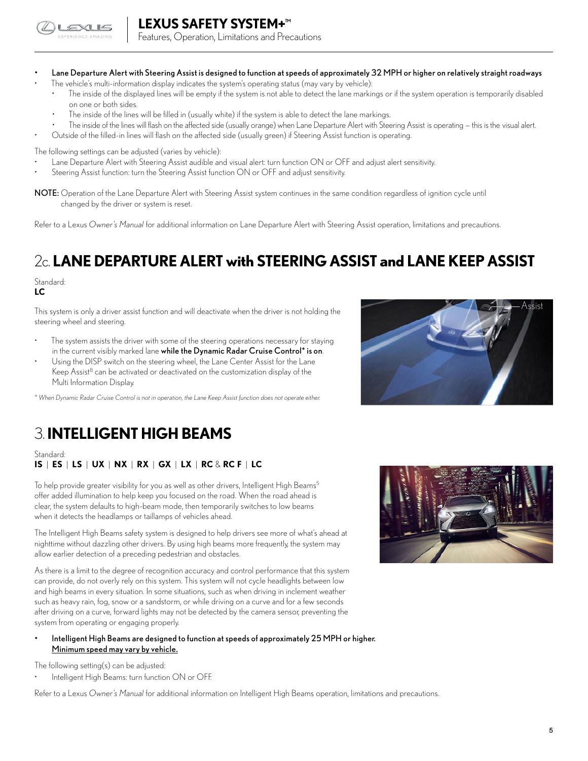- **Lane Departure Alert with Steering Assist is designed to function at speeds of approximately 32 MPH or higher on relatively straight roadways**
- The vehicle's multi-information display indicates the system's operating status (may vary by vehicle):
  - The inside of the displayed lines will be empty if the system is not able to detect the lane markings or if the system operation is temporarily disabled on one or both sides.
  - The inside of the lines will be filled in (usually white) if the system is able to detect the lane markings.
  - The inside of the lines will flash on the affected side (usually orange) when Lane Departure Alert with Steering Assist is operating – this is the visual alert.
- Outside of the filled-in lines will flash on the affected side (usually green) if Steering Assist function is operating.

The following settings can be adjusted (varies by vehicle):

- Lane Departure Alert with Steering Assist audible and visual alert: turn function ON or OFF and adjust alert sensitivity.
- Steering Assist function: turn the Steering Assist function ON or OFF and adjust sensitivity.

**NOTE:** Operation of the Lane Departure Alert with Steering Assist system continues in the same condition regardless of ignition cycle until changed by the driver or system is reset.

Refer to a Lexus *Owner's Manual* for additional information on Lane Departure Alert with Steering Assist operation, limitations and precautions.

## 2c. LANE DEPARTURE ALERT with STEERING ASSIST and LANE KEEP ASSIST

Standard:
**LC**

This system is only a driver assist function and will deactivate when the driver is not holding the steering wheel and steering.

- The system assists the driver with some of the steering operations necessary for staying in the current visibly marked lane **while the Dynamic Radar Cruise Control\* is on**.
- Using the DISP switch on the steering wheel, the Lane Center Assist for the Lane Keep Assist[8] can be activated or deactivated on the customization display of the Multi Information Display.

*\* When Dynamic Radar Cruise Control is not in operation, the Lane Keep Assist function does not operate either.*

## 3. INTELLIGENT HIGH BEAMS

Standard:
**IS** | **ES** | **LS** | **UX** | **NX** | **RX** | **GX** | **LX** | **RC** & **RC F** | **LC**

To help provide greater visibility for you as well as other drivers, Intelligent High Beams[5] offer added illumination to help keep you focused on the road. When the road ahead is clear, the system defaults to high-beam mode, then temporarily switches to low beams when it detects the headlamps or taillamps of vehicles ahead.

The Intelligent High Beams safety system is designed to help drivers see more of what's ahead at nighttime without dazzling other drivers. By using high beams more frequently, the system may allow earlier detection of a preceding pedestrian and obstacles.

As there is a limit to the degree of recognition accuracy and control performance that this system can provide, do not overly rely on this system. This system will not cycle headlights between low and high beams in every situation. In some situations, such as when driving in inclement weather such as heavy rain, fog, snow or a sandstorm, or while driving on a curve and for a few seconds after driving on a curve, forward lights may not be detected by the camera sensor, preventing the system from operating or engaging properly.

- **Intelligent High Beams are designed to function at speeds of approximately 25 MPH or higher. Minimum speed may vary by vehicle.**

The following setting(s) can be adjusted:

- Intelligent High Beams: turn function ON or OFF.

Refer to a Lexus *Owner's Manual* for additional information on Intelligent High Beams operation, limitations and precautions.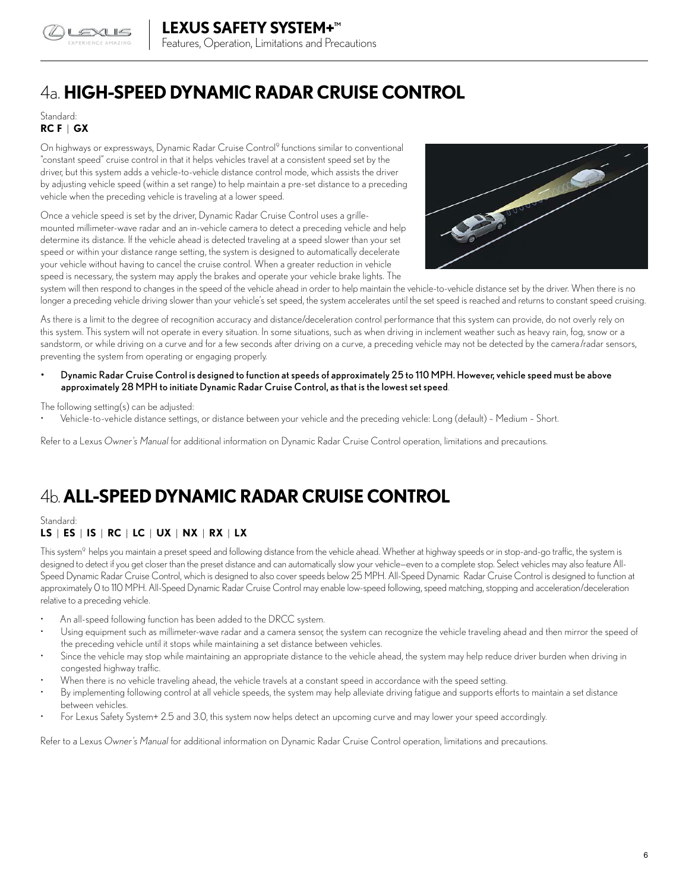## 4a. **HIGH-SPEED DYNAMIC RADAR CRUISE CONTROL**

Standard:
**RC F** | **GX**

On highways or expressways, Dynamic Radar Cruise Control[9] functions similar to conventional "constant speed" cruise control in that it helps vehicles travel at a consistent speed set by the driver, but this system adds a vehicle-to-vehicle distance control mode, which assists the driver by adjusting vehicle speed (within a set range) to help maintain a pre-set distance to a preceding vehicle when the preceding vehicle is traveling at a lower speed.

Once a vehicle speed is set by the driver, Dynamic Radar Cruise Control uses a grille-mounted millimeter-wave radar and an in-vehicle camera to detect a preceding vehicle and help determine its distance. If the vehicle ahead is detected traveling at a speed slower than your set speed or within your distance range setting, the system is designed to automatically decelerate your vehicle without having to cancel the cruise control. When a greater reduction in vehicle speed is necessary, the system may apply the brakes and operate your vehicle brake lights. The system will then respond to changes in the speed of the vehicle ahead in order to help maintain the vehicle-to-vehicle distance set by the driver. When there is no longer a preceding vehicle driving slower than your vehicle's set speed, the system accelerates until the set speed is reached and returns to constant speed cruising.

As there is a limit to the degree of recognition accuracy and distance/deceleration control performance that this system can provide, do not overly rely on this system. This system will not operate in every situation. In some situations, such as when driving in inclement weather such as heavy rain, fog, snow or a sandstorm, or while driving on a curve and for a few seconds after driving on a curve, a preceding vehicle may not be detected by the camera/radar sensors, preventing the system from operating or engaging properly.

- **Dynamic Radar Cruise Control is designed to function at speeds of approximately 25 to 110 MPH. However, vehicle speed must be above approximately 28 MPH to initiate Dynamic Radar Cruise Control, as that is the lowest set speed**.

The following setting(s) can be adjusted:

- Vehicle-to-vehicle distance settings, or distance between your vehicle and the preceding vehicle: Long (default) – Medium – Short.

Refer to a Lexus *Owner's Manual* for additional information on Dynamic Radar Cruise Control operation, limitations and precautions.

## 4b. **ALL-SPEED DYNAMIC RADAR CRUISE CONTROL**

Standard:
**LS** | **ES** | **IS** | **RC** | **LC** | **UX** | **NX** | **RX** | **LX**

This system[9] helps you maintain a preset speed and following distance from the vehicle ahead. Whether at highway speeds or in stop-and-go traffic, the system is designed to detect if you get closer than the preset distance and can automatically slow your vehicle—even to a complete stop. Select vehicles may also feature All-Speed Dynamic Radar Cruise Control, which is designed to also cover speeds below 25 MPH. All-Speed Dynamic Radar Cruise Control is designed to function at approximately 0 to 110 MPH. All-Speed Dynamic Radar Cruise Control may enable low-speed following, speed matching, stopping and acceleration/deceleration relative to a preceding vehicle.

- An all-speed following function has been added to the DRCC system.
- Using equipment such as millimeter-wave radar and a camera sensor, the system can recognize the vehicle traveling ahead and then mirror the speed of the preceding vehicle until it stops while maintaining a set distance between vehicles.
- Since the vehicle may stop while maintaining an appropriate distance to the vehicle ahead, the system may help reduce driver burden when driving in congested highway traffic.
- When there is no vehicle traveling ahead, the vehicle travels at a constant speed in accordance with the speed setting.
- By implementing following control at all vehicle speeds, the system may help alleviate driving fatigue and supports efforts to maintain a set distance between vehicles.
- For Lexus Safety System+ 2.5 and 3.0, this system now helps detect an upcoming curve and may lower your speed accordingly.

Refer to a Lexus *Owner's Manual* for additional information on Dynamic Radar Cruise Control operation, limitations and precautions.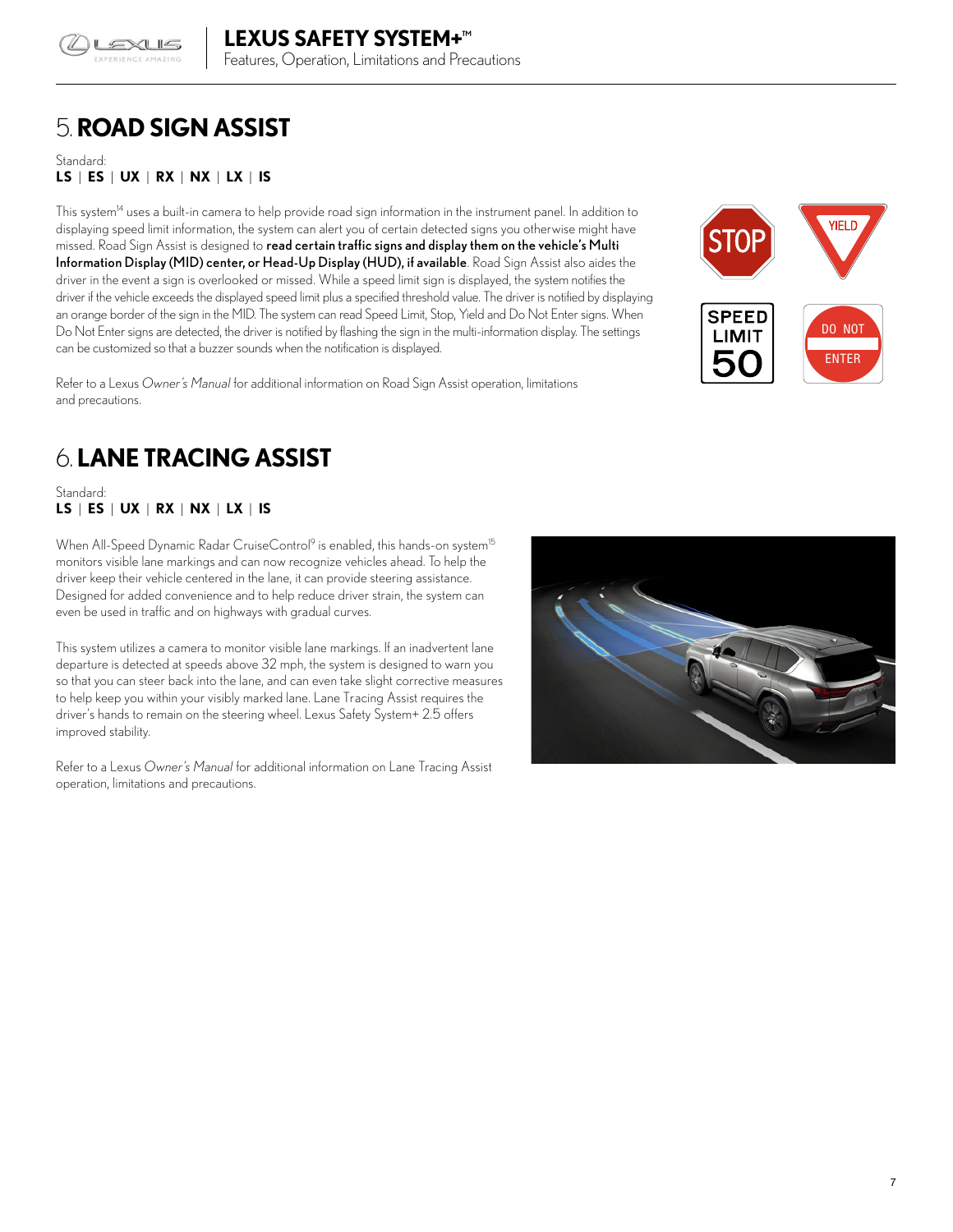# 5. ROAD SIGN ASSIST

Standard:
**LS** | **ES** | **UX** | **RX** | **NX** | **LX** | **IS**

This system[14] uses a built-in camera to help provide road sign information in the instrument panel. In addition to displaying speed limit information, the system can alert you of certain detected signs you otherwise might have missed. Road Sign Assist is designed to **read certain traffic signs and display them on the vehicle's Multi Information Display (MID) center, or Head-Up Display (HUD), if available**. Road Sign Assist also aides the driver in the event a sign is overlooked or missed. While a speed limit sign is displayed, the system notifies the driver if the vehicle exceeds the displayed speed limit plus a specified threshold value. The driver is notified by displaying an orange border of the sign in the MID. The system can read Speed Limit, Stop, Yield and Do Not Enter signs. When Do Not Enter signs are detected, the driver is notified by flashing the sign in the multi-information display. The settings can be customized so that a buzzer sounds when the notification is displayed.

Refer to a Lexus *Owner's Manual* for additional information on Road Sign Assist operation, limitations and precautions.

# 6. LANE TRACING ASSIST

Standard:
**LS** | **ES** | **UX** | **RX** | **NX** | **LX** | **IS**

When All-Speed Dynamic Radar CruiseControl[9] is enabled, this hands-on system[15] monitors visible lane markings and can now recognize vehicles ahead. To help the driver keep their vehicle centered in the lane, it can provide steering assistance. Designed for added convenience and to help reduce driver strain, the system can even be used in traffic and on highways with gradual curves.

This system utilizes a camera to monitor visible lane markings. If an inadvertent lane departure is detected at speeds above 32 mph, the system is designed to warn you so that you can steer back into the lane, and can even take slight corrective measures to help keep you within your visibly marked lane. Lane Tracing Assist requires the driver's hands to remain on the steering wheel. Lexus Safety System+ 2.5 offers improved stability.

Refer to a Lexus *Owner's Manual* for additional information on Lane Tracing Assist operation, limitations and precautions.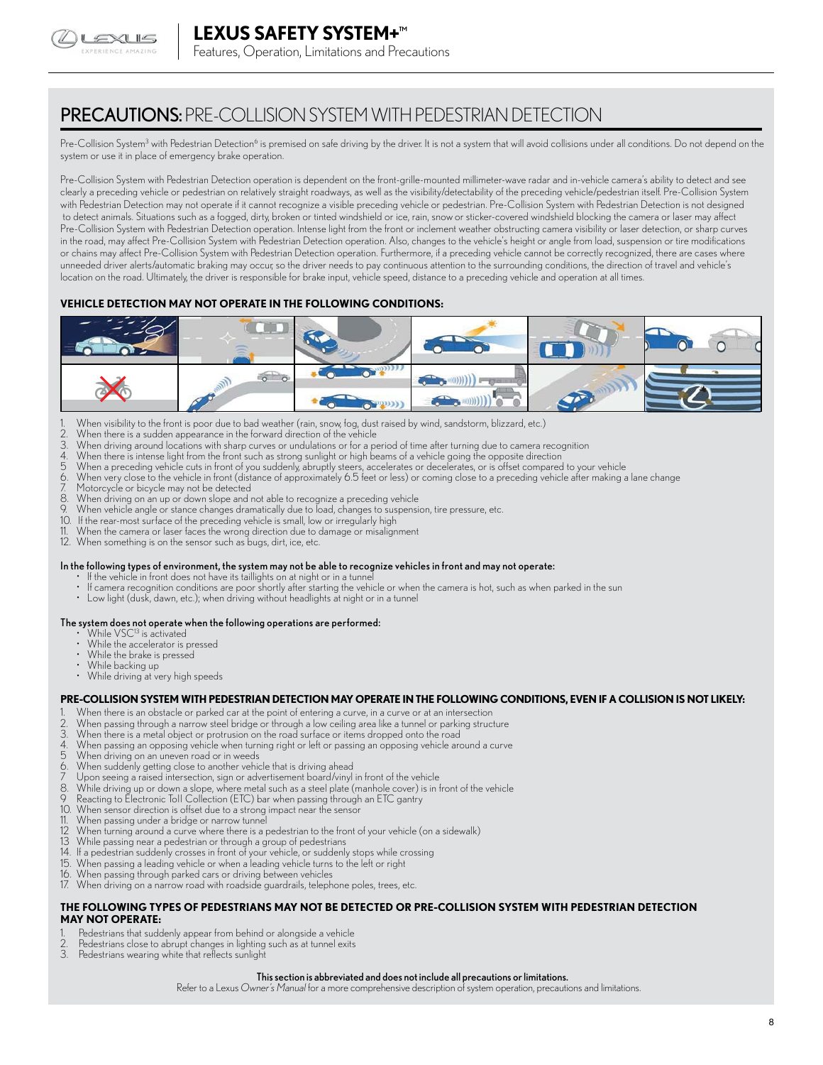## PRECAUTIONS: PRE-COLLISION SYSTEM WITH PEDESTRIAN DETECTION

Pre-Collision System[3] with Pedestrian Detection[6] is premised on safe driving by the driver. It is not a system that will avoid collisions under all conditions. Do not depend on the system or use it in place of emergency brake operation.

Pre-Collision System with Pedestrian Detection operation is dependent on the front-grille-mounted millimeter-wave radar and in-vehicle camera's ability to detect and see clearly a preceding vehicle or pedestrian on relatively straight roadways, as well as the visibility/detectability of the preceding vehicle/pedestrian itself. Pre-Collision System with Pedestrian Detection may not operate if it cannot recognize a visible preceding vehicle or pedestrian. Pre-Collision System with Pedestrian Detection is not designed to detect animals. Situations such as a fogged, dirty, broken or tinted windshield or ice, rain, snow or sticker-covered windshield blocking the camera or laser may affect Pre-Collision System with Pedestrian Detection operation. Intense light from the front or inclement weather obstructing camera visibility or laser detection, or sharp curves in the road, may affect Pre-Collision System with Pedestrian Detection operation. Also, changes to the vehicle's height or angle from load, suspension or tire modifications or chains may affect Pre-Collision System with Pedestrian Detection operation. Furthermore, if a preceding vehicle cannot be correctly recognized, there are cases where unneeded driver alerts/automatic braking may occur, so the driver needs to pay continuous attention to the surrounding conditions, the direction of travel and vehicle's location on the road. Ultimately, the driver is responsible for brake input, vehicle speed, distance to a preceding vehicle and operation at all times.

### VEHICLE DETECTION MAY NOT OPERATE IN THE FOLLOWING CONDITIONS:

1. When visibility to the front is poor due to bad weather (rain, snow, fog, dust raised by wind, sandstorm, blizzard, etc.)
2. When there is a sudden appearance in the forward direction of the vehicle
3. When driving around locations with sharp curves or undulations or for a period of time after turning due to camera recognition
4. When there is intense light from the front such as strong sunlight or high beams of a vehicle going the opposite direction
5. When a preceding vehicle cuts in front of you suddenly, abruptly steers, accelerates or decelerates, or is offset compared to your vehicle
6. When very close to the vehicle in front (distance of approximately 6.5 feet or less) or coming close to a preceding vehicle after making a lane change
7. Motorcycle or bicycle may not be detected
8. When driving on an up or down slope and not able to recognize a preceding vehicle
9. When vehicle angle or stance changes dramatically due to load, changes to suspension, tire pressure, etc.
10. If the rear-most surface of the preceding vehicle is small, low or irregularly high
11. When the camera or laser faces the wrong direction due to damage or misalignment
12. When something is on the sensor such as bugs, dirt, ice, etc.

**In the following types of environment, the system may not be able to recognize vehicles in front and may not operate:**

- If the vehicle in front does not have its taillights on at night or in a tunnel
- If camera recognition conditions are poor shortly after starting the vehicle or when the camera is hot, such as when parked in the sun
- Low light (dusk, dawn, etc.); when driving without headlights at night or in a tunnel

**The system does not operate when the following operations are performed:**

- While VSC[13] is activated
- While the accelerator is pressed
- While the brake is pressed
- While backing up
- While driving at very high speeds

### PRE-COLLISION SYSTEM WITH PEDESTRIAN DETECTION MAY OPERATE IN THE FOLLOWING CONDITIONS, EVEN IF A COLLISION IS NOT LIKELY:

1. When there is an obstacle or parked car at the point of entering a curve, in a curve or at an intersection
2. When passing through a narrow steel bridge or through a low ceiling area like a tunnel or parking structure
3. When there is a metal object or protrusion on the road surface or items dropped onto the road
4. When passing an opposing vehicle when turning right or left or passing an opposing vehicle around a curve
5. When driving on an uneven road or in weeds
6. When suddenly getting close to another vehicle that is driving ahead
7. Upon seeing a raised intersection, sign or advertisement board/vinyl in front of the vehicle
8. While driving up or down a slope, where metal such as a steel plate (manhole cover) is in front of the vehicle
9. Reacting to Electronic Toll Collection (ETC) bar when passing through an ETC gantry
10. When sensor direction is offset due to a strong impact near the sensor
11. When passing under a bridge or narrow tunnel
12. When turning around a curve where there is a pedestrian to the front of your vehicle (on a sidewalk)
13. While passing near a pedestrian or through a group of pedestrians
14. If a pedestrian suddenly crosses in front of your vehicle, or suddenly stops while crossing
15. When passing a leading vehicle or when a leading vehicle turns to the left or right
16. When passing through parked cars or driving between vehicles
17. When driving on a narrow road with roadside guardrails, telephone poles, trees, etc.

### THE FOLLOWING TYPES OF PEDESTRIANS MAY NOT BE DETECTED OR PRE-COLLISION SYSTEM WITH PEDESTRIAN DETECTION MAY NOT OPERATE:

1. Pedestrians that suddenly appear from behind or alongside a vehicle
2. Pedestrians close to abrupt changes in lighting such as at tunnel exits
3. Pedestrians wearing white that reflects sunlight

**This section is abbreviated and does not include all precautions or limitations.**

Refer to a Lexus *Owner's Manual* for a more comprehensive description of system operation, precautions and limitations.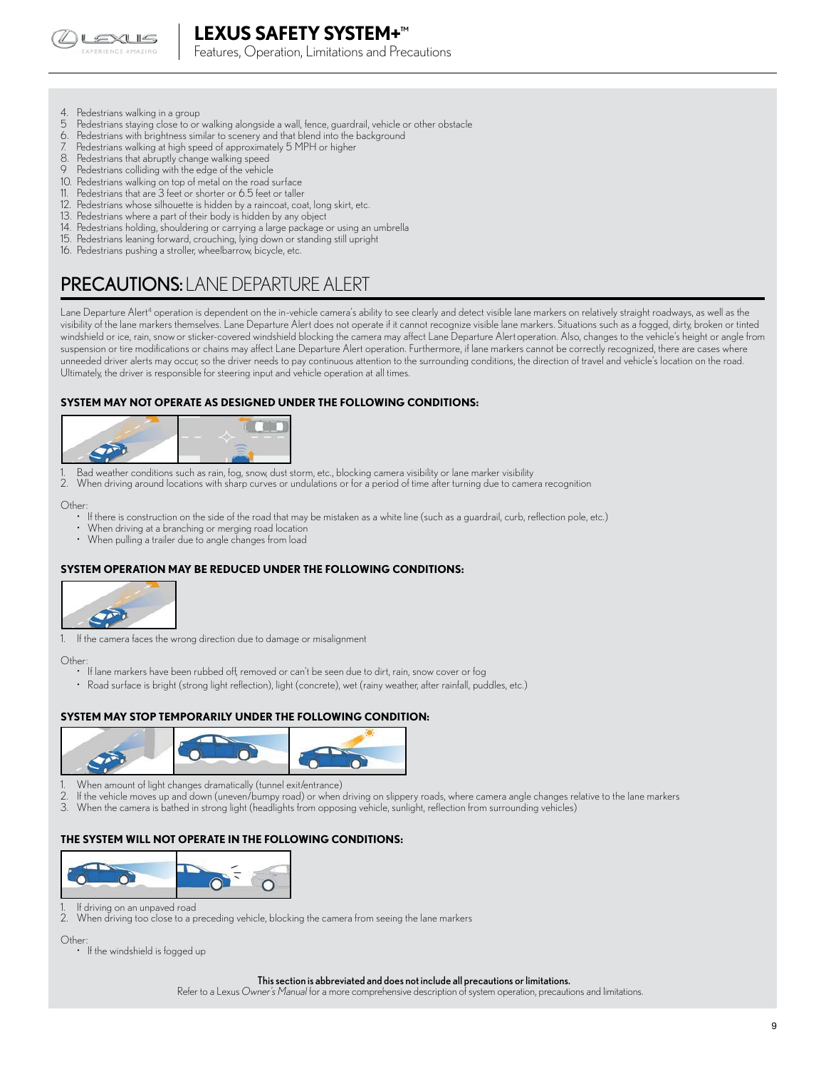4. Pedestrians walking in a group
5. Pedestrians staying close to or walking alongside a wall, fence, guardrail, vehicle or other obstacle
6. Pedestrians with brightness similar to scenery and that blend into the background
7. Pedestrians walking at high speed of approximately 5 MPH or higher
8. Pedestrians that abruptly change walking speed
9. Pedestrians colliding with the edge of the vehicle
10. Pedestrians walking on top of metal on the road surface
11. Pedestrians that are 3 feet or shorter or 6.5 feet or taller
12. Pedestrians whose silhouette is hidden by a raincoat, coat, long skirt, etc.
13. Pedestrians where a part of their body is hidden by any object
14. Pedestrians holding, shouldering or carrying a large package or using an umbrella
15. Pedestrians leaning forward, crouching, lying down or standing still upright
16. Pedestrians pushing a stroller, wheelbarrow, bicycle, etc.

## PRECAUTIONS: LANE DEPARTURE ALERT

Lane Departure Alert[4] operation is dependent on the in-vehicle camera's ability to see clearly and detect visible lane markers on relatively straight roadways, as well as the visibility of the lane markers themselves. Lane Departure Alert does not operate if it cannot recognize visible lane markers. Situations such as a fogged, dirty, broken or tinted windshield or ice, rain, snow or sticker-covered windshield blocking the camera may affect Lane Departure Alert operation. Also, changes to the vehicle's height or angle from suspension or tire modifications or chains may affect Lane Departure Alert operation. Furthermore, if lane markers cannot be correctly recognized, there are cases where unneeded driver alerts may occur, so the driver needs to pay continuous attention to the surrounding conditions, the direction of travel and vehicle's location on the road. Ultimately, the driver is responsible for steering input and vehicle operation at all times.

### SYSTEM MAY NOT OPERATE AS DESIGNED UNDER THE FOLLOWING CONDITIONS:

1. Bad weather conditions such as rain, fog, snow, dust storm, etc., blocking camera visibility or lane marker visibility
2. When driving around locations with sharp curves or undulations or for a period of time after turning due to camera recognition

Other:

- If there is construction on the side of the road that may be mistaken as a white line (such as a guardrail, curb, reflection pole, etc.)
- When driving at a branching or merging road location
- When pulling a trailer due to angle changes from load

### SYSTEM OPERATION MAY BE REDUCED UNDER THE FOLLOWING CONDITIONS:

1. If the camera faces the wrong direction due to damage or misalignment

Other:

- If lane markers have been rubbed off, removed or can't be seen due to dirt, rain, snow cover or fog
- Road surface is bright (strong light reflection), light (concrete), wet (rainy weather, after rainfall, puddles, etc.)

### SYSTEM MAY STOP TEMPORARILY UNDER THE FOLLOWING CONDITION:

1. When amount of light changes dramatically (tunnel exit/entrance)
2. If the vehicle moves up and down (uneven/bumpy road) or when driving on slippery roads, where camera angle changes relative to the lane markers
3. When the camera is bathed in strong light (headlights from opposing vehicle, sunlight, reflection from surrounding vehicles)

### THE SYSTEM WILL NOT OPERATE IN THE FOLLOWING CONDITIONS:

1. If driving on an unpaved road
2. When driving too close to a preceding vehicle, blocking the camera from seeing the lane markers

Other:

- If the windshield is fogged up

**This section is abbreviated and does not include all precautions or limitations.**
Refer to a Lexus *Owner's Manual* for a more comprehensive description of system operation, precautions and limitations.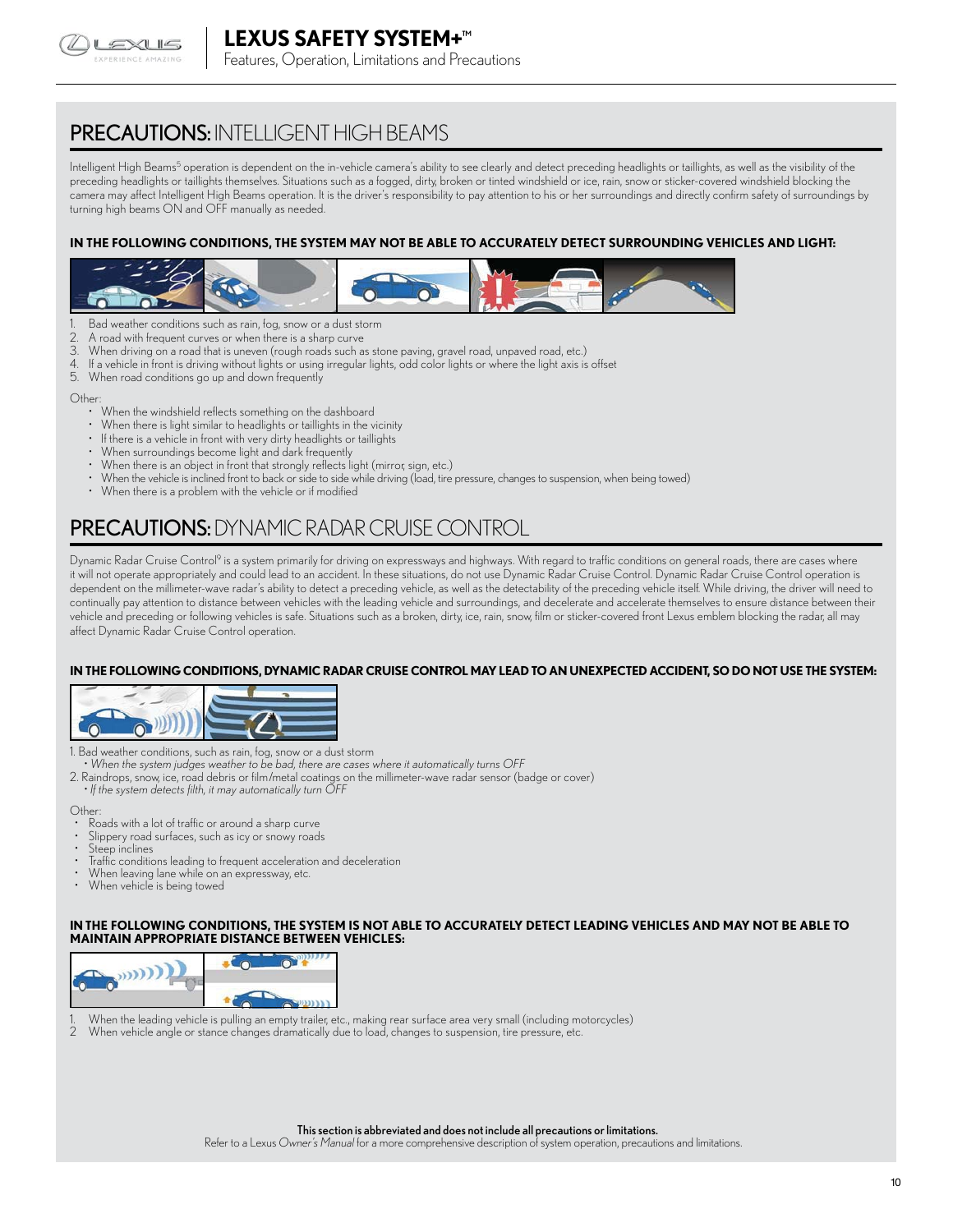## PRECAUTIONS: INTELLIGENT HIGH BEAMS

Intelligent High Beams[5] operation is dependent on the in-vehicle camera's ability to see clearly and detect preceding headlights or taillights, as well as the visibility of the preceding headlights or taillights themselves. Situations such as a fogged, dirty, broken or tinted windshield or ice, rain, snow or sticker-covered windshield blocking the camera may affect Intelligent High Beams operation. It is the driver's responsibility to pay attention to his or her surroundings and directly confirm safety of surroundings by turning high beams ON and OFF manually as needed.

**IN THE FOLLOWING CONDITIONS, THE SYSTEM MAY NOT BE ABLE TO ACCURATELY DETECT SURROUNDING VEHICLES AND LIGHT:**

1. Bad weather conditions such as rain, fog, snow or a dust storm
2. A road with frequent curves or when there is a sharp curve
3. When driving on a road that is uneven (rough roads such as stone paving, gravel road, unpaved road, etc.)
4. If a vehicle in front is driving without lights or using irregular lights, odd color lights or where the light axis is offset
5. When road conditions go up and down frequently

Other:

- When the windshield reflects something on the dashboard
- When there is light similar to headlights or taillights in the vicinity
- If there is a vehicle in front with very dirty headlights or taillights
- When surroundings become light and dark frequently
- When there is an object in front that strongly reflects light (mirror, sign, etc.)
- When the vehicle is inclined front to back or side to side while driving (load, tire pressure, changes to suspension, when being towed)
- When there is a problem with the vehicle or if modified

## PRECAUTIONS: DYNAMIC RADAR CRUISE CONTROL

Dynamic Radar Cruise Control[9] is a system primarily for driving on expressways and highways. With regard to traffic conditions on general roads, there are cases where it will not operate appropriately and could lead to an accident. In these situations, do not use Dynamic Radar Cruise Control. Dynamic Radar Cruise Control operation is dependent on the millimeter-wave radar's ability to detect a preceding vehicle, as well as the detectability of the preceding vehicle itself. While driving, the driver will need to continually pay attention to distance between vehicles with the leading vehicle and surroundings, and decelerate and accelerate themselves to ensure distance between their vehicle and preceding or following vehicles is safe. Situations such as a broken, dirty, ice, rain, snow, film or sticker-covered front Lexus emblem blocking the radar, all may affect Dynamic Radar Cruise Control operation.

**IN THE FOLLOWING CONDITIONS, DYNAMIC RADAR CRUISE CONTROL MAY LEAD TO AN UNEXPECTED ACCIDENT, SO DO NOT USE THE SYSTEM:**

1. Bad weather conditions, such as rain, fog, snow or a dust storm
   - *When the system judges weather to be bad, there are cases where it automatically turns OFF*
2. Raindrops, snow, ice, road debris or film/metal coatings on the millimeter-wave radar sensor (badge or cover)
   - *If the system detects filth, it may automatically turn OFF*

Other:

- Roads with a lot of traffic or around a sharp curve
- Slippery road surfaces, such as icy or snowy roads
- Steep inclines
- Traffic conditions leading to frequent acceleration and deceleration
- When leaving lane while on an expressway, etc.
- When vehicle is being towed

**IN THE FOLLOWING CONDITIONS, THE SYSTEM IS NOT ABLE TO ACCURATELY DETECT LEADING VEHICLES AND MAY NOT BE ABLE TO MAINTAIN APPROPRIATE DISTANCE BETWEEN VEHICLES:**

1. When the leading vehicle is pulling an empty trailer, etc., making rear surface area very small (including motorcycles)
2. When vehicle angle or stance changes dramatically due to load, changes to suspension, tire pressure, etc.

**This section is abbreviated and does not include all precautions or limitations.**
Refer to a Lexus *Owner's Manual* for a more comprehensive description of system operation, precautions and limitations.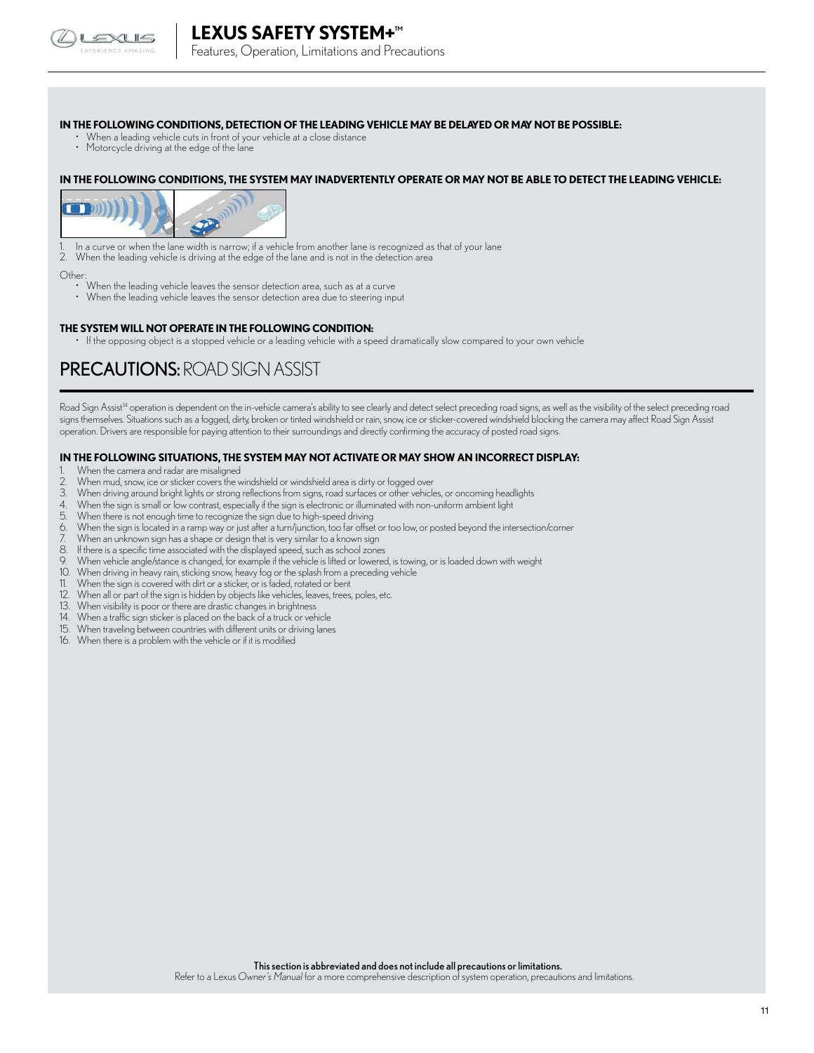**IN THE FOLLOWING CONDITIONS, DETECTION OF THE LEADING VEHICLE MAY BE DELAYED OR MAY NOT BE POSSIBLE:**

- When a leading vehicle cuts in front of your vehicle at a close distance
- Motorcycle driving at the edge of the lane

**IN THE FOLLOWING CONDITIONS, THE SYSTEM MAY INADVERTENTLY OPERATE OR MAY NOT BE ABLE TO DETECT THE LEADING VEHICLE:**

1. In a curve or when the lane width is narrow; if a vehicle from another lane is recognized as that of your lane
2. When the leading vehicle is driving at the edge of the lane and is not in the detection area

Other:

- When the leading vehicle leaves the sensor detection area, such as at a curve
- When the leading vehicle leaves the sensor detection area due to steering input

**THE SYSTEM WILL NOT OPERATE IN THE FOLLOWING CONDITION:**

- If the opposing object is a stopped vehicle or a leading vehicle with a speed dramatically slow compared to your own vehicle

## PRECAUTIONS: ROAD SIGN ASSIST

Road Sign Assist[14] operation is dependent on the in-vehicle camera's ability to see clearly and detect select preceding road signs, as well as the visibility of the select preceding road signs themselves. Situations such as a fogged, dirty, broken or tinted windshield or rain, snow, ice or sticker-covered windshield blocking the camera may affect Road Sign Assist operation. Drivers are responsible for paying attention to their surroundings and directly confirming the accuracy of posted road signs.

**IN THE FOLLOWING SITUATIONS, THE SYSTEM MAY NOT ACTIVATE OR MAY SHOW AN INCORRECT DISPLAY:**

1. When the camera and radar are misaligned
2. When mud, snow, ice or sticker covers the windshield or windshield area is dirty or fogged over
3. When driving around bright lights or strong reflections from signs, road surfaces or other vehicles, or oncoming headlights
4. When the sign is small or low contrast, especially if the sign is electronic or illuminated with non-uniform ambient light
5. When there is not enough time to recognize the sign due to high-speed driving
6. When the sign is located in a ramp way or just after a turn/junction, too far offset or too low, or posted beyond the intersection/corner
7. When an unknown sign has a shape or design that is very similar to a known sign
8. If there is a specific time associated with the displayed speed, such as school zones
9. When vehicle angle/stance is changed, for example if the vehicle is lifted or lowered, is towing, or is loaded down with weight
10. When driving in heavy rain, sticking snow, heavy fog or the splash from a preceding vehicle
11. When the sign is covered with dirt or a sticker, or is faded, rotated or bent
12. When all or part of the sign is hidden by objects like vehicles, leaves, trees, poles, etc.
13. When visibility is poor or there are drastic changes in brightness
14. When a traffic sign sticker is placed on the back of a truck or vehicle
15. When traveling between countries with different units or driving lanes
16. When there is a problem with the vehicle or if it is modified

**This section is abbreviated and does not include all precautions or limitations.**
Refer to a Lexus *Owner's Manual* for a more comprehensive description of system operation, precautions and limitations.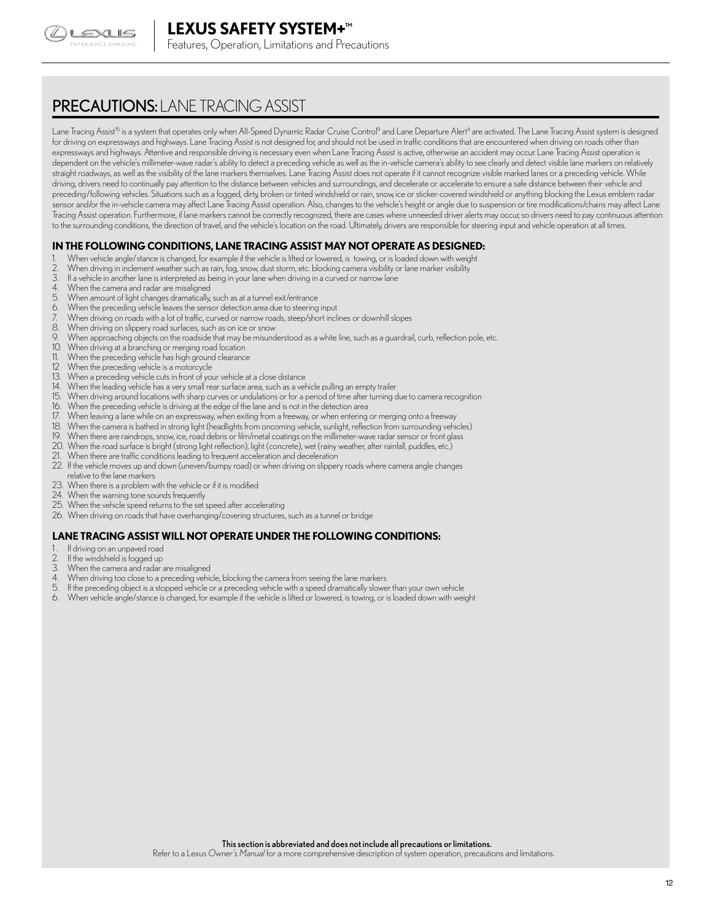## PRECAUTIONS: LANE TRACING ASSIST

Lane Tracing Assist[15] is a system that operates only when All-Speed Dynamic Radar Cruise Control[9] and Lane Departure Alert[4] are activated. The Lane Tracing Assist system is designed for driving on expressways and highways. Lane Tracing Assist is not designed for, and should not be used in traffic conditions that are encountered when driving on roads other than expressways and highways. Attentive and responsible driving is necessary even when Lane Tracing Assist is active, otherwise an accident may occur. Lane Tracing Assist operation is dependent on the vehicle's millimeter-wave radar's ability to detect a preceding vehicle as well as the in-vehicle camera's ability to see clearly and detect visible lane markers on relatively straight roadways, as well as the visibility of the lane markers themselves. Lane Tracing Assist does not operate if it cannot recognize visible marked lanes or a preceding vehicle. While driving, drivers need to continually pay attention to the distance between vehicles and surroundings, and decelerate or accelerate to ensure a safe distance between their vehicle and preceding/following vehicles. Situations such as a fogged, dirty, broken or tinted windshield or rain, snow, ice or sticker-covered windshield or anything blocking the Lexus emblem radar sensor and/or the in-vehicle camera may affect Lane Tracing Assist operation. Also, changes to the vehicle's height or angle due to suspension or tire modifications/chains may affect Lane Tracing Assist operation. Furthermore, if lane markers cannot be correctly recognized, there are cases where unneeded driver alerts may occur, so drivers need to pay continuous attention to the surrounding conditions, the direction of travel, and the vehicle's location on the road. Ultimately, drivers are responsible for steering input and vehicle operation at all times.

### IN THE FOLLOWING CONDITIONS, LANE TRACING ASSIST MAY NOT OPERATE AS DESIGNED:

1. When vehicle angle/stance is changed, for example if the vehicle is lifted or lowered, is towing, or is loaded down with weight
2. When driving in inclement weather such as rain, fog, snow, dust storm, etc. blocking camera visibility or lane marker visibility
3. If a vehicle in another lane is interpreted as being in your lane when driving in a curved or narrow lane
4. When the camera and radar are misaligned
5. When amount of light changes dramatically, such as at a tunnel exit/entrance
6. When the preceding vehicle leaves the sensor detection area due to steering input
7. When driving on roads with a lot of traffic, curved or narrow roads, steep/short inclines or downhill slopes
8. When driving on slippery road surfaces, such as on ice or snow
9. When approaching objects on the roadside that may be misunderstood as a white line, such as a guardrail, curb, reflection pole, etc.
10. When driving at a branching or merging road location
11. When the preceding vehicle has high ground clearance
12. When the preceding vehicle is a motorcycle
13. When a preceding vehicle cuts in front of your vehicle at a close distance
14. When the leading vehicle has a very small rear surface area, such as a vehicle pulling an empty trailer
15. When driving around locations with sharp curves or undulations or for a period of time after turning due to camera recognition
16. When the preceding vehicle is driving at the edge of the lane and is not in the detection area
17. When leaving a lane while on an expressway, when exiting from a freeway, or when entering or merging onto a freeway
18. When the camera is bathed in strong light (headlights from oncoming vehicle, sunlight, reflection from surrounding vehicles)
19. When there are raindrops, snow, ice, road debris or film/metal coatings on the millimeter-wave radar sensor or front glass
20. When the road surface is bright (strong light reflection), light (concrete), wet (rainy weather, after rainfall, puddles, etc.)
21. When there are traffic conditions leading to frequent acceleration and deceleration
22. If the vehicle moves up and down (uneven/bumpy road) or when driving on slippery roads where camera angle changes relative to the lane markers
23. When there is a problem with the vehicle or if it is modified
24. When the warning tone sounds frequently
25. When the vehicle speed returns to the set speed after accelerating
26. When driving on roads that have overhanging/covering structures, such as a tunnel or bridge

### LANE TRACING ASSIST WILL NOT OPERATE UNDER THE FOLLOWING CONDITIONS:

1. If driving on an unpaved road
2. If the windshield is fogged up
3. When the camera and radar are misaligned
4. When driving too close to a preceding vehicle, blocking the camera from seeing the lane markers
5. If the preceding object is a stopped vehicle or a preceding vehicle with a speed dramatically slower than your own vehicle
6. When vehicle angle/stance is changed, for example if the vehicle is lifted or lowered, is towing, or is loaded down with weight

**This section is abbreviated and does not include all precautions or limitations.**
Refer to a Lexus *Owner's Manual* for a more comprehensive description of system operation, precautions and limitations.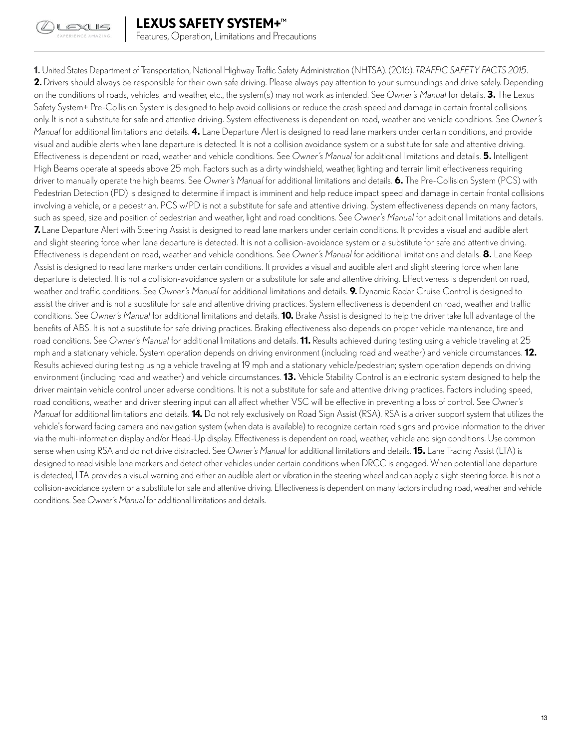# LEXUS SAFETY SYSTEM+™

Features, Operation, Limitations and Precautions

**1.** United States Department of Transportation, National Highway Traffic Safety Administration (NHTSA). (2016). *TRAFFIC SAFETY FACTS 2015*. **2.** Drivers should always be responsible for their own safe driving. Please always pay attention to your surroundings and drive safely. Depending on the conditions of roads, vehicles, and weather, etc., the system(s) may not work as intended. See *Owner's Manual* for details. **3.** The Lexus Safety System+ Pre-Collision System is designed to help avoid collisions or reduce the crash speed and damage in certain frontal collisions only. It is not a substitute for safe and attentive driving. System effectiveness is dependent on road, weather and vehicle conditions. See *Owner's Manual* for additional limitations and details. **4.** Lane Departure Alert is designed to read lane markers under certain conditions, and provide visual and audible alerts when lane departure is detected. It is not a collision avoidance system or a substitute for safe and attentive driving. Effectiveness is dependent on road, weather and vehicle conditions. See *Owner's Manual* for additional limitations and details. **5.** Intelligent High Beams operate at speeds above 25 mph. Factors such as a dirty windshield, weather, lighting and terrain limit effectiveness requiring driver to manually operate the high beams. See *Owner's Manual* for additional limitations and details. **6.** The Pre-Collision System (PCS) with Pedestrian Detection (PD) is designed to determine if impact is imminent and help reduce impact speed and damage in certain frontal collisions involving a vehicle, or a pedestrian. PCS w/PD is not a substitute for safe and attentive driving. System effectiveness depends on many factors, such as speed, size and position of pedestrian and weather, light and road conditions. See *Owner's Manual* for additional limitations and details. **7.** Lane Departure Alert with Steering Assist is designed to read lane markers under certain conditions. It provides a visual and audible alert and slight steering force when lane departure is detected. It is not a collision-avoidance system or a substitute for safe and attentive driving. Effectiveness is dependent on road, weather and vehicle conditions. See *Owner's Manual* for additional limitations and details. **8.** Lane Keep Assist is designed to read lane markers under certain conditions. It provides a visual and audible alert and slight steering force when lane departure is detected. It is not a collision-avoidance system or a substitute for safe and attentive driving. Effectiveness is dependent on road, weather and traffic conditions. See *Owner's Manual* for additional limitations and details. **9.** Dynamic Radar Cruise Control is designed to assist the driver and is not a substitute for safe and attentive driving practices. System effectiveness is dependent on road, weather and traffic conditions. See *Owner's Manual* for additional limitations and details. **10.** Brake Assist is designed to help the driver take full advantage of the benefits of ABS. It is not a substitute for safe driving practices. Braking effectiveness also depends on proper vehicle maintenance, tire and road conditions. See *Owner's Manual* for additional limitations and details. **11.** Results achieved during testing using a vehicle traveling at 25 mph and a stationary vehicle. System operation depends on driving environment (including road and weather) and vehicle circumstances. **12.** Results achieved during testing using a vehicle traveling at 19 mph and a stationary vehicle/pedestrian; system operation depends on driving environment (including road and weather) and vehicle circumstances. **13.** Vehicle Stability Control is an electronic system designed to help the driver maintain vehicle control under adverse conditions. It is not a substitute for safe and attentive driving practices. Factors including speed, road conditions, weather and driver steering input can all affect whether VSC will be effective in preventing a loss of control. See *Owner's Manual* for additional limitations and details. **14.** Do not rely exclusively on Road Sign Assist (RSA). RSA is a driver support system that utilizes the vehicle's forward facing camera and navigation system (when data is available) to recognize certain road signs and provide information to the driver via the multi-information display and/or Head-Up display. Effectiveness is dependent on road, weather, vehicle and sign conditions. Use common sense when using RSA and do not drive distracted. See *Owner's Manual* for additional limitations and details. **15.** Lane Tracing Assist (LTA) is designed to read visible lane markers and detect other vehicles under certain conditions when DRCC is engaged. When potential lane departure is detected, LTA provides a visual warning and either an audible alert or vibration in the steering wheel and can apply a slight steering force. It is not a collision-avoidance system or a substitute for safe and attentive driving. Effectiveness is dependent on many factors including road, weather and vehicle conditions. See *Owner's Manual* for additional limitations and details.